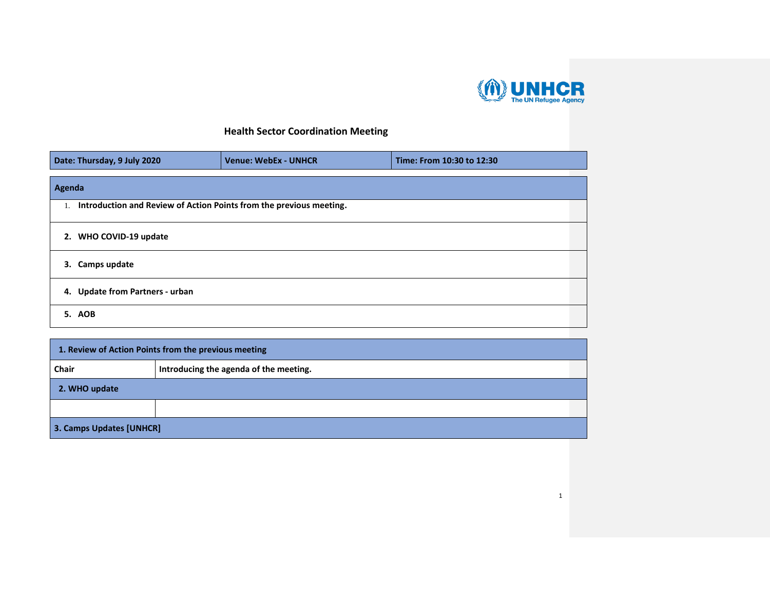# Health Sector Coordination Meeting

| Date: Thursday, 9 July 2020 | Venue: WebEx - UNHCR | Time: From 10:30 to 12:30 |
|---|---|---|

| Agenda |
|---|
| 1. **Introduction and Review of Action Points from the previous meeting.** |
| 2. **WHO COVID-19 update** |
| 3. **Camps update** |
| 4. **Update from Partners - urban** |
| 5. **AOB** |

| 1. Review of Action Points from the previous meeting | |
|---|---|
| **Chair** | **Introducing the agenda of the meeting.** |
| **2. WHO update** | |
| | |
| **3. Camps Updates [UNHCR]** | |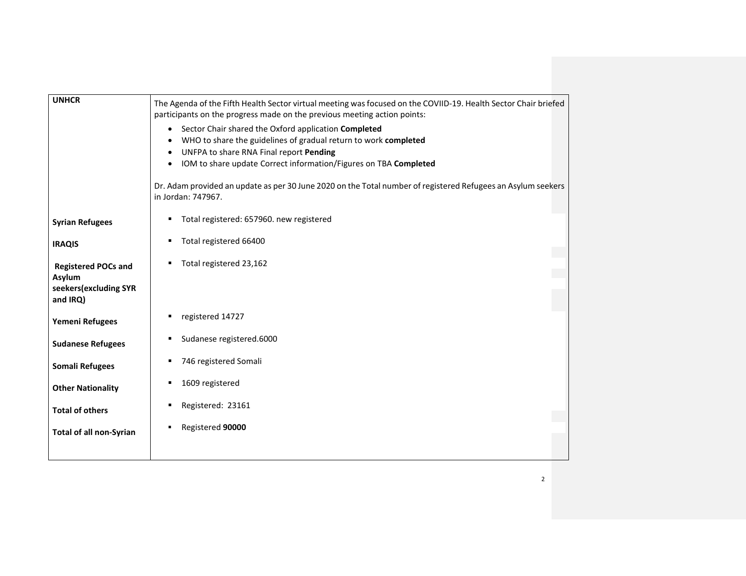| | |
|---|---|
| **UNHCR** | The Agenda of the Fifth Health Sector virtual meeting was focused on the COVIID-19. Health Sector Chair briefed participants on the progress made on the previous meeting action points:<br>• Sector Chair shared the Oxford application **Completed**<br>• WHO to share the guidelines of gradual return to work **completed**<br>• UNFPA to share RNA Final report **Pending**<br>• IOM to share update Correct information/Figures on TBA **Completed**<br><br>Dr. Adam provided an update as per 30 June 2020 on the Total number of registered Refugees an Asylum seekers in Jordan: 747967. |
| **Syrian Refugees** | ▪ Total registered: 657960. new registered |
| **IRAQIS** | ▪ Total registered 66400 |
| **Registered POCs and Asylum seekers(excluding SYR and IRQ)** | ▪ Total registered 23,162 |
| **Yemeni Refugees** | ▪ registered 14727 |
| **Sudanese Refugees** | ▪ Sudanese registered.6000 |
| **Somali Refugees** | ▪ 746 registered Somali |
| **Other Nationality** | ▪ 1609 registered |
| **Total of others** | ▪ Registered: 23161 |
| **Total of all non-Syrian** | ▪ Registered **90000** |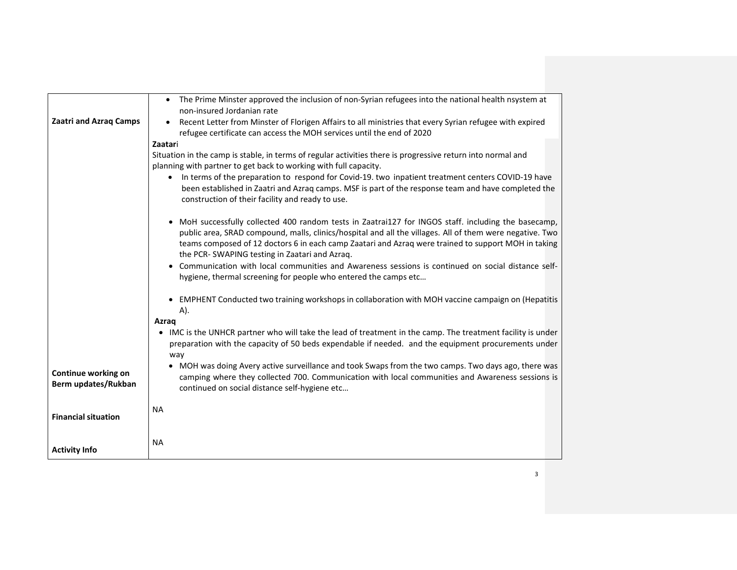| | |
|---|---|
| **Zaatri and Azraq Camps** | • The Prime Minster approved the inclusion of non-Syrian refugees into the national health nsystem at non-insured Jordanian rate<br>• Recent Letter from Minster of Florigen Affairs to all ministries that every Syrian refugee with expired refugee certificate can access the MOH services until the end of 2020<br>**Zaatar**i<br>Situation in the camp is stable, in terms of regular activities there is progressive return into normal and planning with partner to get back to working with full capacity.<br>• In terms of the preparation to respond for Covid-19. two inpatient treatment centers COVID-19 have been established in Zaatri and Azraq camps. MSF is part of the response team and have completed the construction of their facility and ready to use.<br>• MoH successfully collected 400 random tests in Zaatrai127 for INGOS staff. including the basecamp, public area, SRAD compound, malls, clinics/hospital and all the villages. All of them were negative. Two teams composed of 12 doctors 6 in each camp Zaatari and Azraq were trained to support MOH in taking the PCR- SWAPING testing in Zaatari and Azraq.<br>• Communication with local communities and Awareness sessions is continued on social distance self-hygiene, thermal screening for people who entered the camps etc…<br>• EMPHENT Conducted two training workshops in collaboration with MOH vaccine campaign on (Hepatitis A).<br>**Azraq**<br>• IMC is the UNHCR partner who will take the lead of treatment in the camp. The treatment facility is under preparation with the capacity of 50 beds expendable if needed. and the equipment procurements under way<br>• MOH was doing Avery active surveillance and took Swaps from the two camps. Two days ago, there was camping where they collected 700. Communication with local communities and Awareness sessions is continued on social distance self-hygiene etc… |
| **Continue working on Berm updates/Rukban** | |
| **Financial situation** | NA |
| **Activity Info** | NA |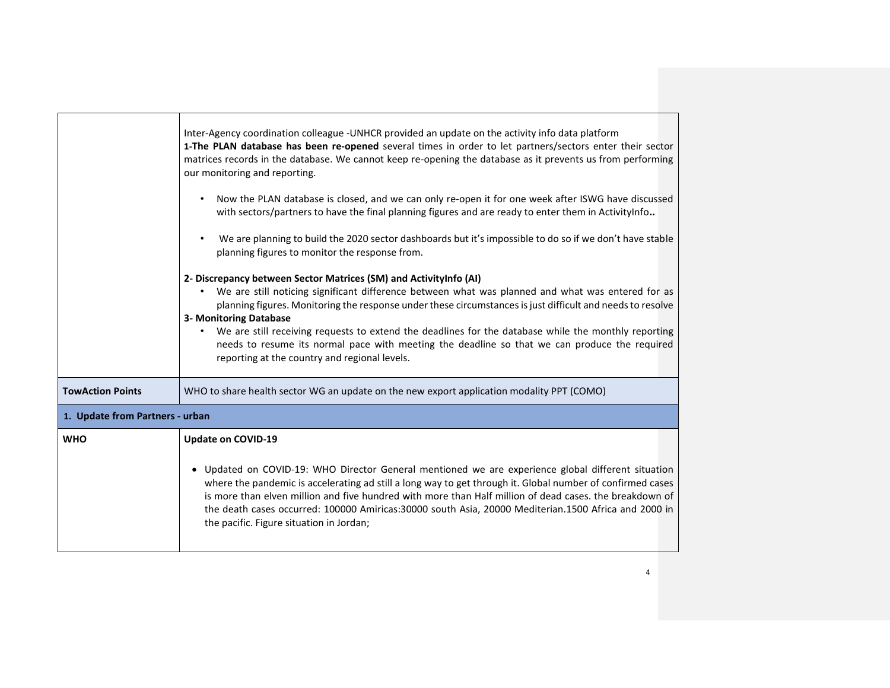| | |
|---|---|
| | Inter-Agency coordination colleague -UNHCR provided an update on the activity info data platform<br>**1-The PLAN database has been re-opened** several times in order to let partners/sectors enter their sector matrices records in the database. We cannot keep re-opening the database as it prevents us from performing our monitoring and reporting.<br>• Now the PLAN database is closed, and we can only re-open it for one week after ISWG have discussed with sectors/partners to have the final planning figures and are ready to enter them in ActivityInfo**..**<br>• We are planning to build the 2020 sector dashboards but it's impossible to do so if we don't have stable planning figures to monitor the response from.<br>**2- Discrepancy between Sector Matrices (SM) and ActivityInfo (AI)**<br>• We are still noticing significant difference between what was planned and what was entered for as planning figures. Monitoring the response under these circumstances is just difficult and needs to resolve<br>**3- Monitoring Database**<br>• We are still receiving requests to extend the deadlines for the database while the monthly reporting needs to resume its normal pace with meeting the deadline so that we can produce the required reporting at the country and regional levels. |
| **TowAction Points** | WHO to share health sector WG an update on the new export application modality PPT (COMO) |
| **1. Update from Partners - urban** | |
| **WHO** | **Update on COVID-19**<br>• Updated on COVID-19: WHO Director General mentioned we are experience global different situation where the pandemic is accelerating ad still a long way to get through it. Global number of confirmed cases is more than elven million and five hundred with more than Half million of dead cases. the breakdown of the death cases occurred: 100000 Amiricas:30000 south Asia, 20000 Mediterian.1500 Africa and 2000 in the pacific. Figure situation in Jordan; |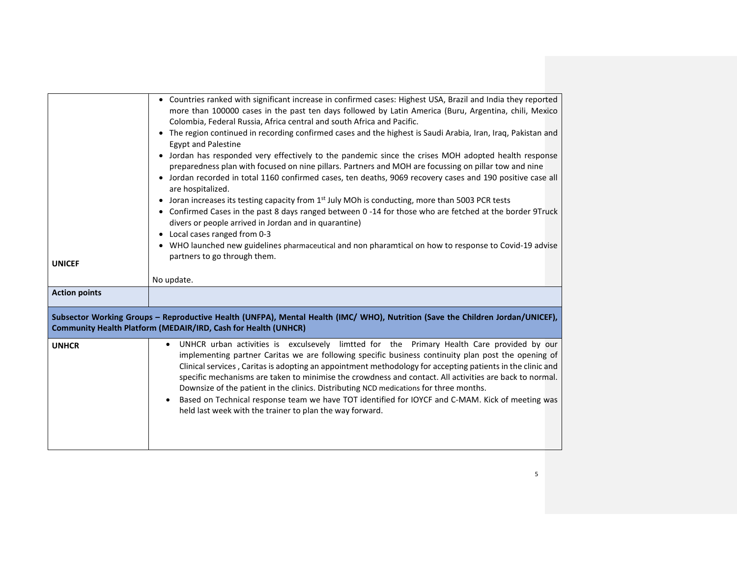| | |
|---|---|
| | • Countries ranked with significant increase in confirmed cases: Highest USA, Brazil and India they reported more than 100000 cases in the past ten days followed by Latin America (Buru, Argentina, chili, Mexico Colombia, Federal Russia, Africa central and south Africa and Pacific.<br>• The region continued in recording confirmed cases and the highest is Saudi Arabia, Iran, Iraq, Pakistan and Egypt and Palestine<br>• Jordan has responded very effectively to the pandemic since the crises MOH adopted health response preparedness plan with focused on nine pillars. Partners and MOH are focussing on pillar tow and nine<br>• Jordan recorded in total 1160 confirmed cases, ten deaths, 9069 recovery cases and 190 positive case all are hospitalized.<br>• Joran increases its testing capacity from 1st July MOh is conducting, more than 5003 PCR tests<br>• Confirmed Cases in the past 8 days ranged between 0 -14 for those who are fetched at the border 9Truck divers or people arrived in Jordan and in quarantine)<br>• Local cases ranged from 0-3<br>• WHO launched new guidelines pharmaceutical and non pharamtical on how to response to Covid-19 advise partners to go through them. |
| **UNICEF** | No update. |
| **Action points** | |
| **Subsector Working Groups – Reproductive Health (UNFPA), Mental Health (IMC/ WHO), Nutrition (Save the Children Jordan/UNICEF), Community Health Platform (MEDAIR/IRD, Cash for Health (UNHCR)** | |
| **UNHCR** | • UNHCR urban activities is exculsevely limtted for the Primary Health Care provided by our implementing partner Caritas we are following specific business continuity plan post the opening of Clinical services , Caritas is adopting an appointment methodology for accepting patients in the clinic and specific mechanisms are taken to minimise the crowdness and contact. All activities are back to normal. Downsize of the patient in the clinics. Distributing NCD medications for three months.<br>• Based on Technical response team we have TOT identified for IOYCF and C-MAM. Kick of meeting was held last week with the trainer to plan the way forward. |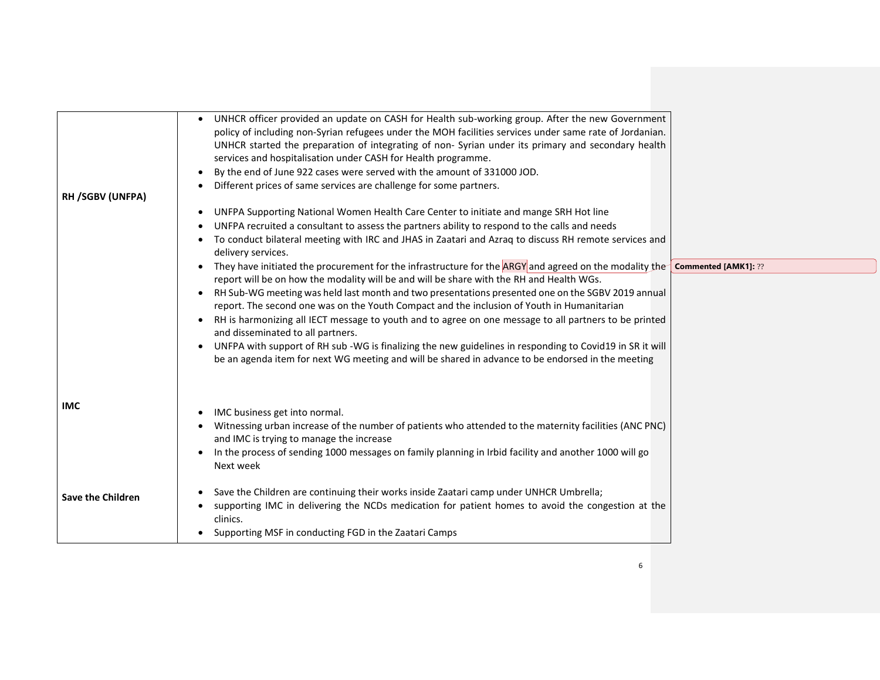| | |
|---|---|
| **RH /SGBV (UNFPA)** | • UNHCR officer provided an update on CASH for Health sub-working group. After the new Government policy of including non-Syrian refugees under the MOH facilities services under same rate of Jordanian. UNHCR started the preparation of integrating of non- Syrian under its primary and secondary health services and hospitalisation under CASH for Health programme.<br>• By the end of June 922 cases were served with the amount of 331000 JOD.<br>• Different prices of same services are challenge for some partners.<br><br>• UNFPA Supporting National Women Health Care Center to initiate and mange SRH Hot line<br>• UNFPA recruited a consultant to assess the partners ability to respond to the calls and needs<br>• To conduct bilateral meeting with IRC and JHAS in Zaatari and Azraq to discuss RH remote services and delivery services.<br>• They have initiated the procurement for the infrastructure for the ARGY and agreed on the modality the report will be on how the modality will be and will be share with the RH and Health WGs.<br>• RH Sub-WG meeting was held last month and two presentations presented one on the SGBV 2019 annual report. The second one was on the Youth Compact and the inclusion of Youth in Humanitarian<br>• RH is harmonizing all IECT message to youth and to agree on one message to all partners to be printed and disseminated to all partners.<br>• UNFPA with support of RH sub -WG is finalizing the new guidelines in responding to Covid19 in SR it will be an agenda item for next WG meeting and will be shared in advance to be endorsed in the meeting |
| **IMC** | • IMC business get into normal.<br>• Witnessing urban increase of the number of patients who attended to the maternity facilities (ANC PNC) and IMC is trying to manage the increase<br>• In the process of sending 1000 messages on family planning in Irbid facility and another 1000 will go Next week |
| **Save the Children** | • Save the Children are continuing their works inside Zaatari camp under UNHCR Umbrella;<br>• supporting IMC in delivering the NCDs medication for patient homes to avoid the congestion at the clinics.<br>• Supporting MSF in conducting FGD in the Zaatari Camps |

**Commented [AMK1]:** ??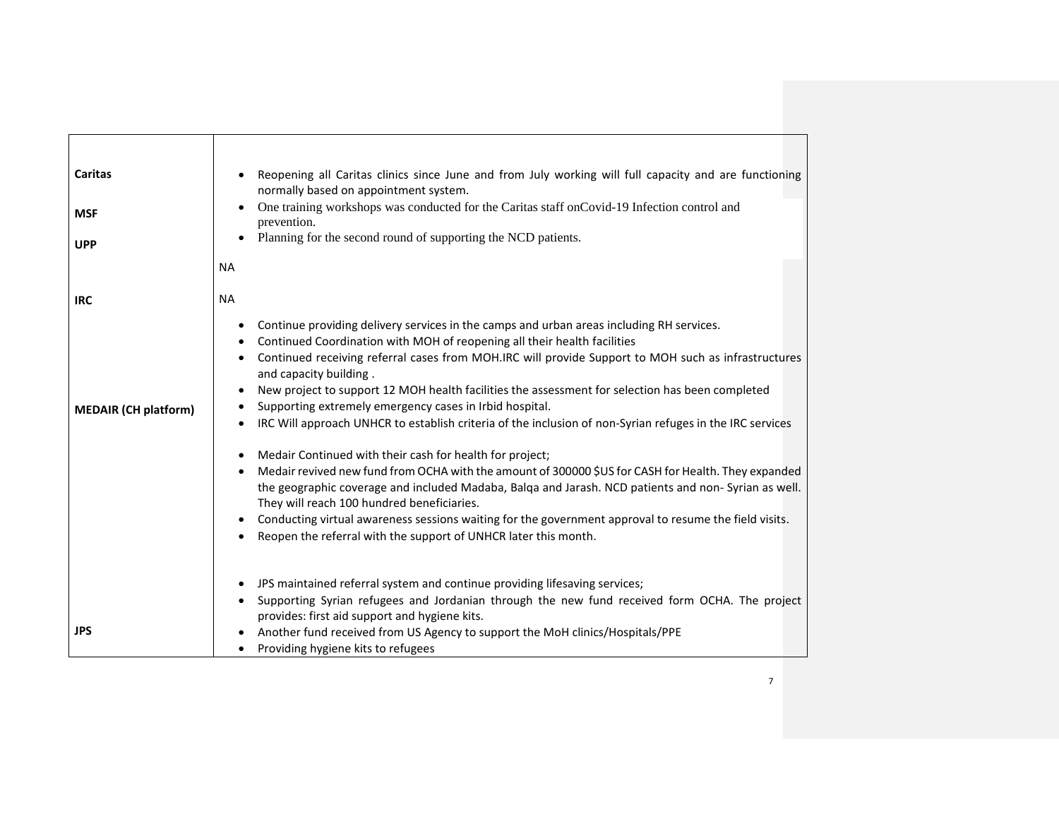| | |
|---|---|
| **Caritas** | • Reopening all Caritas clinics since June and from July working will full capacity and are functioning normally based on appointment system.<br>• One training workshops was conducted for the Caritas staff onCovid-19 Infection control and prevention.<br>• Planning for the second round of supporting the NCD patients. |
| **MSF** | NA |
| **UPP** | NA |
| **IRC** | • Continue providing delivery services in the camps and urban areas including RH services.<br>• Continued Coordination with MOH of reopening all their health facilities<br>• Continued receiving referral cases from MOH.IRC will provide Support to MOH such as infrastructures and capacity building .<br>• New project to support 12 MOH health facilities the assessment for selection has been completed<br>• Supporting extremely emergency cases in Irbid hospital.<br>• IRC Will approach UNHCR to establish criteria of the inclusion of non-Syrian refuges in the IRC services |
| **MEDAIR (CH platform)** | • Medair Continued with their cash for health for project;<br>• Medair revived new fund from OCHA with the amount of 300000 $US for CASH for Health. They expanded the geographic coverage and included Madaba, Balqa and Jarash. NCD patients and non- Syrian as well. They will reach 100 hundred beneficiaries.<br>• Conducting virtual awareness sessions waiting for the government approval to resume the field visits.<br>• Reopen the referral with the support of UNHCR later this month. |
| **JPS** | • JPS maintained referral system and continue providing lifesaving services;<br>• Supporting Syrian refugees and Jordanian through the new fund received form OCHA. The project provides: first aid support and hygiene kits.<br>• Another fund received from US Agency to support the MoH clinics/Hospitals/PPE<br>• Providing hygiene kits to refugees |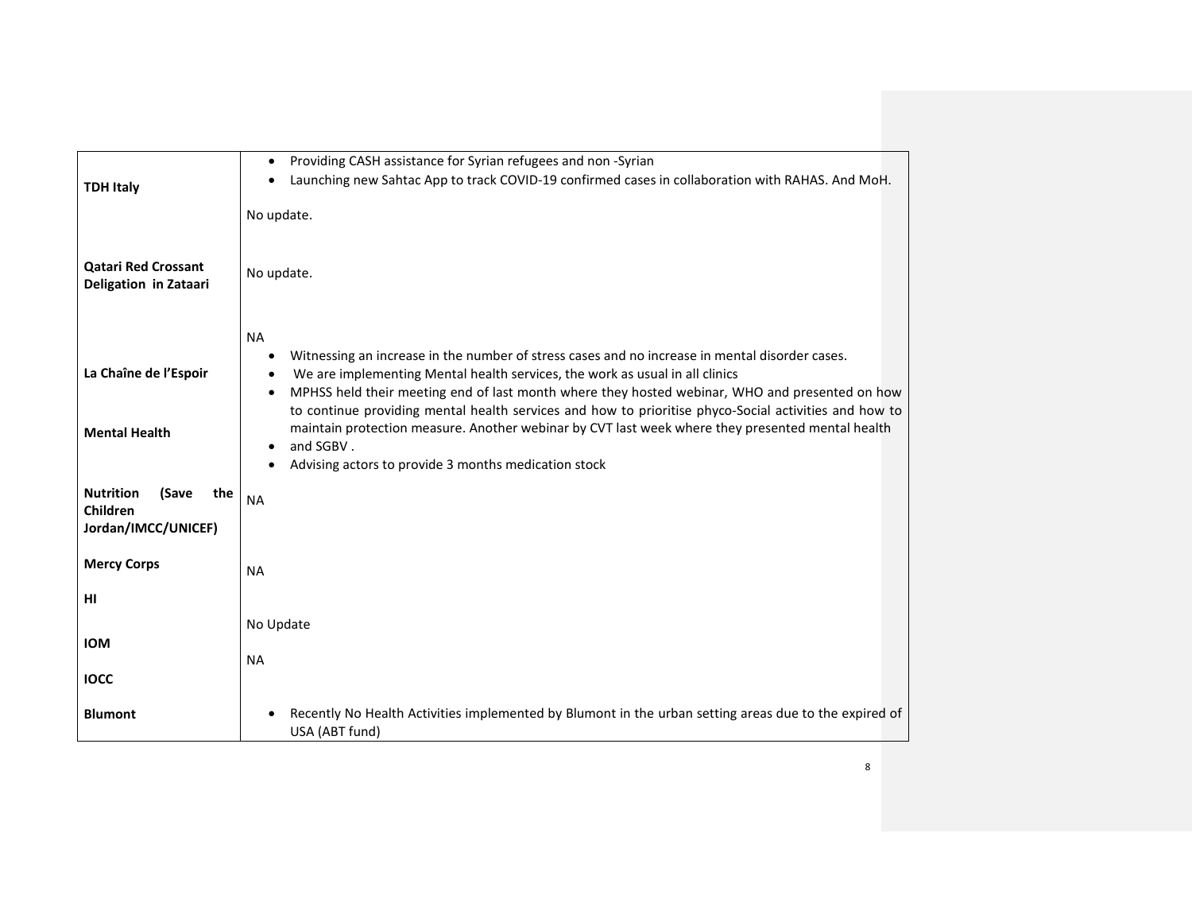| | |
|---|---|
| **TDH Italy** | • Providing CASH assistance for Syrian refugees and non -Syrian<br>• Launching new Sahtac App to track COVID-19 confirmed cases in collaboration with RAHAS. And MoH.<br><br>No update. |
| **Qatari Red Crossant Deligation in Zataari** | No update. |
| **La Chaîne de l'Espoir** | NA |
| **Mental Health** | • Witnessing an increase in the number of stress cases and no increase in mental disorder cases.<br>• We are implementing Mental health services, the work as usual in all clinics<br>• MPHSS held their meeting end of last month where they hosted webinar, WHO and presented on how to continue providing mental health services and how to prioritise phyco-Social activities and how to maintain protection measure. Another webinar by CVT last week where they presented mental health<br>• and SGBV .<br>• Advising actors to provide 3 months medication stock |
| **Nutrition (Save the Children Jordan/IMCC/UNICEF)** | NA |
| **Mercy Corps** | NA |
| **HI** | No Update |
| **IOM** | NA |
| **IOCC** | |
| **Blumont** | • Recently No Health Activities implemented by Blumont in the urban setting areas due to the expired of USA (ABT fund) |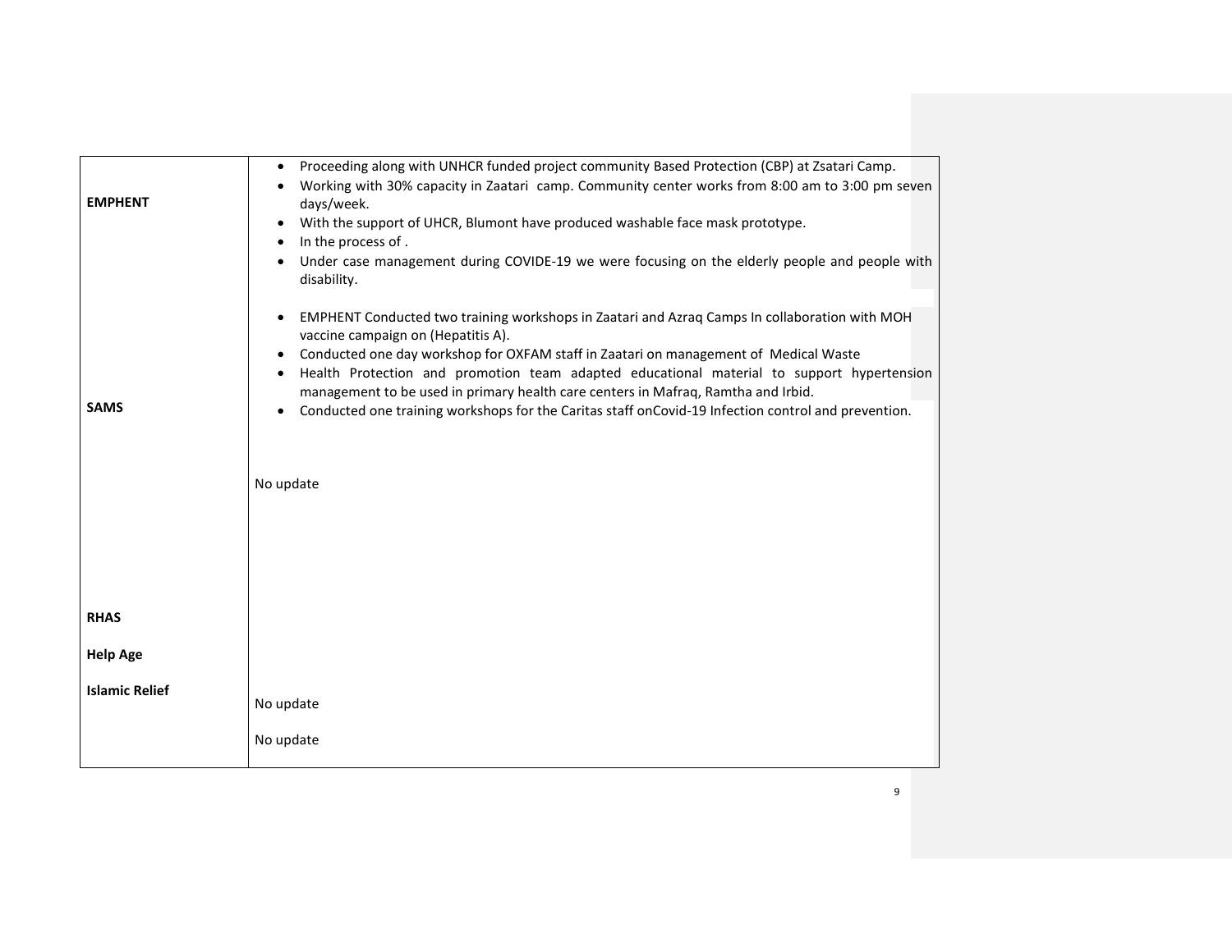| | |
|---|---|
| **EMPHENT** | • Proceeding along with UNHCR funded project community Based Protection (CBP) at Zsatari Camp.<br>• Working with 30% capacity in Zaatari camp. Community center works from 8:00 am to 3:00 pm seven days/week.<br>• With the support of UHCR, Blumont have produced washable face mask prototype.<br>• In the process of .<br>• Under case management during COVIDE-19 we were focusing on the elderly people and people with disability. |
| **SAMS** | • EMPHENT Conducted two training workshops in Zaatari and Azraq Camps In collaboration with MOH vaccine campaign on (Hepatitis A).<br>• Conducted one day workshop for OXFAM staff in Zaatari on management of Medical Waste<br>• Health Protection and promotion team adapted educational material to support hypertension management to be used in primary health care centers in Mafraq, Ramtha and Irbid.<br>• Conducted one training workshops for the Caritas staff onCovid-19 Infection control and prevention.<br><br>No update |
| **RHAS** | |
| **Help Age** | No update |
| **Islamic Relief** | No update |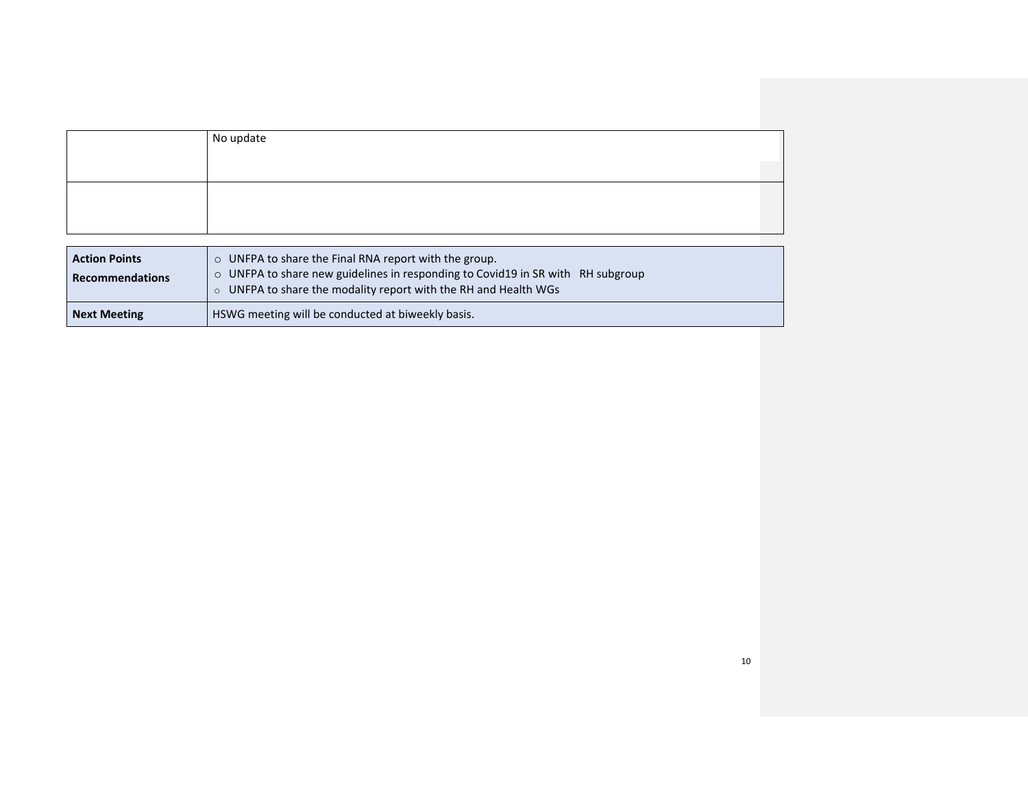| | |
|---|---|
| | No update |
| | |

| | |
|---|---|
| **Action Points Recommendations** | ○ UNFPA to share the Final RNA report with the group.<br>○ UNFPA to share new guidelines in responding to Covid19 in SR with RH subgroup<br>○ UNFPA to share the modality report with the RH and Health WGs |
| **Next Meeting** | HSWG meeting will be conducted at biweekly basis. |